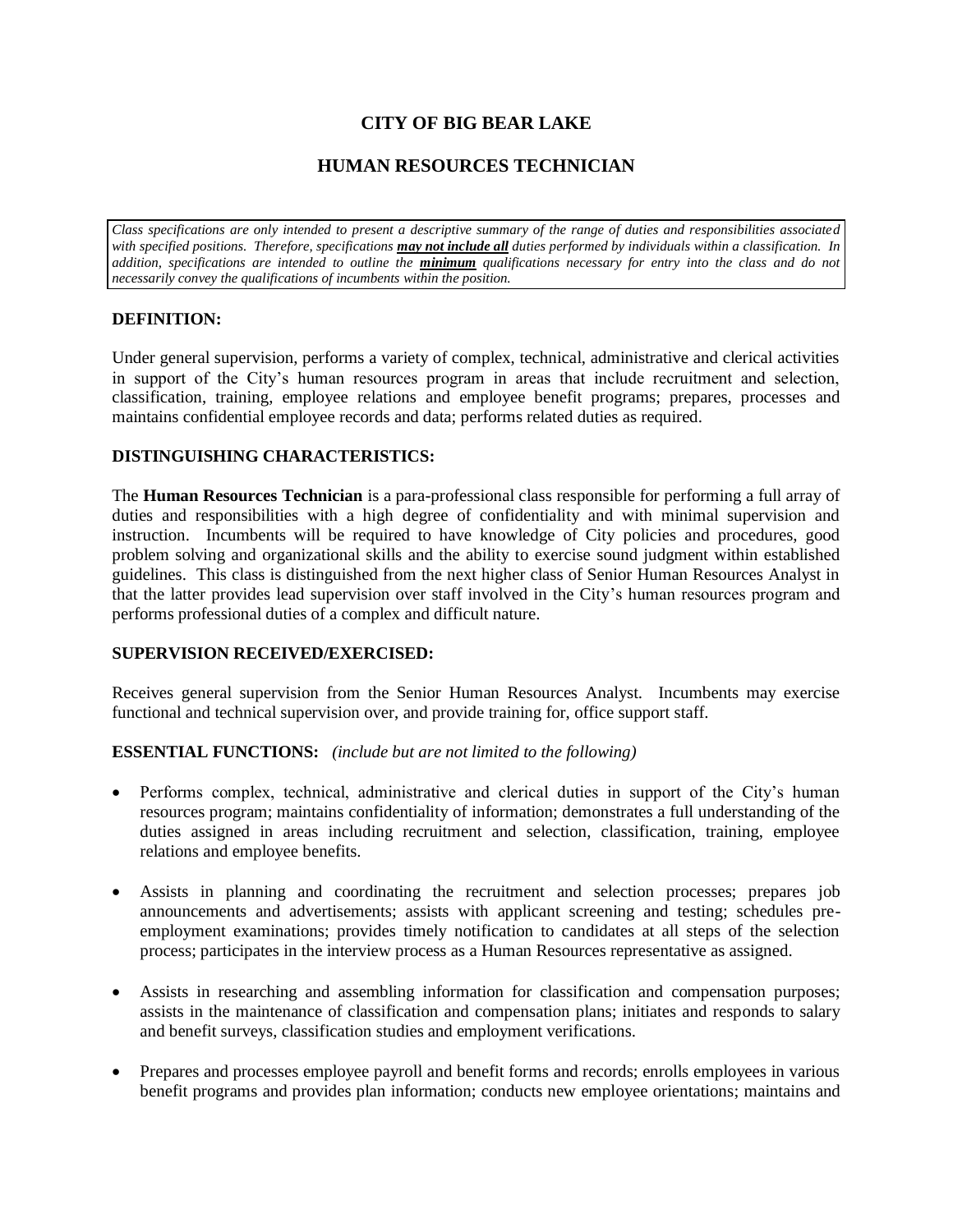# CITY OF BIG BEAR LAKE

## HUMAN RESOURCES TECHNICIAN

*Class specifications are only intended to present a descriptive summary of the range of duties and responsibilities associated with specified positions. Therefore, specifications **may not include all** duties performed by individuals within a classification. In addition, specifications are intended to outline the **minimum** qualifications necessary for entry into the class and do not necessarily convey the qualifications of incumbents within the position.*

### DEFINITION:

Under general supervision, performs a variety of complex, technical, administrative and clerical activities in support of the City's human resources program in areas that include recruitment and selection, classification, training, employee relations and employee benefit programs; prepares, processes and maintains confidential employee records and data; performs related duties as required.

### DISTINGUISHING CHARACTERISTICS:

The **Human Resources Technician** is a para-professional class responsible for performing a full array of duties and responsibilities with a high degree of confidentiality and with minimal supervision and instruction. Incumbents will be required to have knowledge of City policies and procedures, good problem solving and organizational skills and the ability to exercise sound judgment within established guidelines. This class is distinguished from the next higher class of Senior Human Resources Analyst in that the latter provides lead supervision over staff involved in the City's human resources program and performs professional duties of a complex and difficult nature.

### SUPERVISION RECEIVED/EXERCISED:

Receives general supervision from the Senior Human Resources Analyst. Incumbents may exercise functional and technical supervision over, and provide training for, office support staff.

### ESSENTIAL FUNCTIONS: *(include but are not limited to the following)*

- Performs complex, technical, administrative and clerical duties in support of the City's human resources program; maintains confidentiality of information; demonstrates a full understanding of the duties assigned in areas including recruitment and selection, classification, training, employee relations and employee benefits.

- Assists in planning and coordinating the recruitment and selection processes; prepares job announcements and advertisements; assists with applicant screening and testing; schedules pre-employment examinations; provides timely notification to candidates at all steps of the selection process; participates in the interview process as a Human Resources representative as assigned.

- Assists in researching and assembling information for classification and compensation purposes; assists in the maintenance of classification and compensation plans; initiates and responds to salary and benefit surveys, classification studies and employment verifications.

- Prepares and processes employee payroll and benefit forms and records; enrolls employees in various benefit programs and provides plan information; conducts new employee orientations; maintains and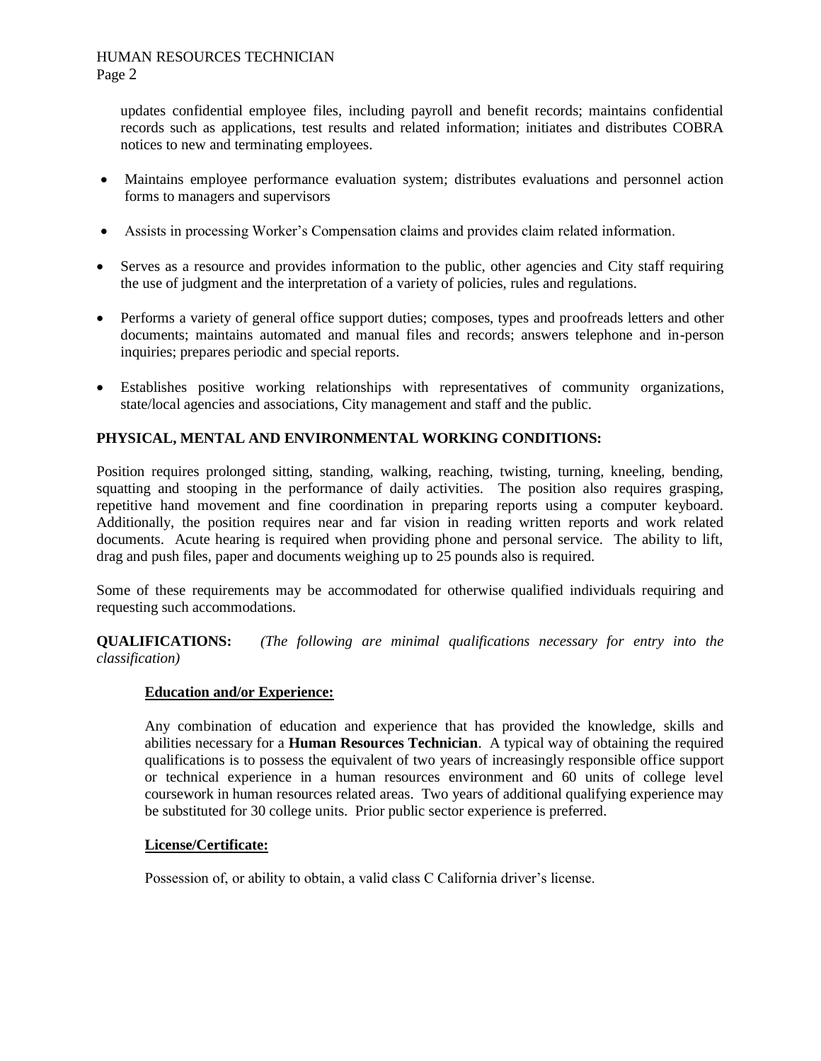updates confidential employee files, including payroll and benefit records; maintains confidential records such as applications, test results and related information; initiates and distributes COBRA notices to new and terminating employees.

- Maintains employee performance evaluation system; distributes evaluations and personnel action forms to managers and supervisors
- Assists in processing Worker's Compensation claims and provides claim related information.
- Serves as a resource and provides information to the public, other agencies and City staff requiring the use of judgment and the interpretation of a variety of policies, rules and regulations.
- Performs a variety of general office support duties; composes, types and proofreads letters and other documents; maintains automated and manual files and records; answers telephone and in-person inquiries; prepares periodic and special reports.
- Establishes positive working relationships with representatives of community organizations, state/local agencies and associations, City management and staff and the public.

**PHYSICAL, MENTAL AND ENVIRONMENTAL WORKING CONDITIONS:**

Position requires prolonged sitting, standing, walking, reaching, twisting, turning, kneeling, bending, squatting and stooping in the performance of daily activities. The position also requires grasping, repetitive hand movement and fine coordination in preparing reports using a computer keyboard. Additionally, the position requires near and far vision in reading written reports and work related documents. Acute hearing is required when providing phone and personal service. The ability to lift, drag and push files, paper and documents weighing up to 25 pounds also is required.

Some of these requirements may be accommodated for otherwise qualified individuals requiring and requesting such accommodations.

**QUALIFICATIONS:** *(The following are minimal qualifications necessary for entry into the classification)*

**Education and/or Experience:**

Any combination of education and experience that has provided the knowledge, skills and abilities necessary for a **Human Resources Technician**. A typical way of obtaining the required qualifications is to possess the equivalent of two years of increasingly responsible office support or technical experience in a human resources environment and 60 units of college level coursework in human resources related areas. Two years of additional qualifying experience may be substituted for 30 college units. Prior public sector experience is preferred.

**License/Certificate:**

Possession of, or ability to obtain, a valid class C California driver's license.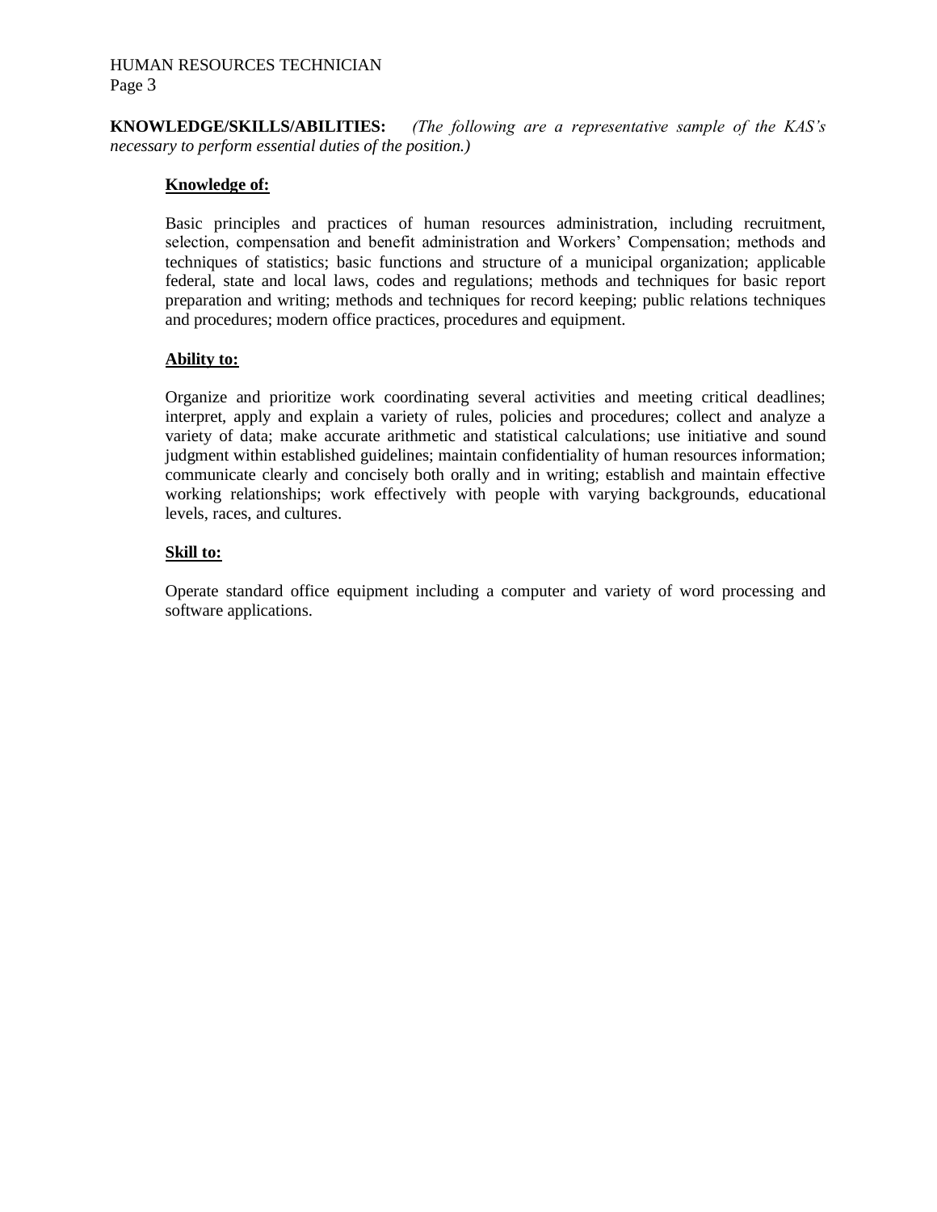**KNOWLEDGE/SKILLS/ABILITIES:** *(The following are a representative sample of the KAS's necessary to perform essential duties of the position.)*

**Knowledge of:**

Basic principles and practices of human resources administration, including recruitment, selection, compensation and benefit administration and Workers' Compensation; methods and techniques of statistics; basic functions and structure of a municipal organization; applicable federal, state and local laws, codes and regulations; methods and techniques for basic report preparation and writing; methods and techniques for record keeping; public relations techniques and procedures; modern office practices, procedures and equipment.

**Ability to:**

Organize and prioritize work coordinating several activities and meeting critical deadlines; interpret, apply and explain a variety of rules, policies and procedures; collect and analyze a variety of data; make accurate arithmetic and statistical calculations; use initiative and sound judgment within established guidelines; maintain confidentiality of human resources information; communicate clearly and concisely both orally and in writing; establish and maintain effective working relationships; work effectively with people with varying backgrounds, educational levels, races, and cultures.

**Skill to:**

Operate standard office equipment including a computer and variety of word processing and software applications.